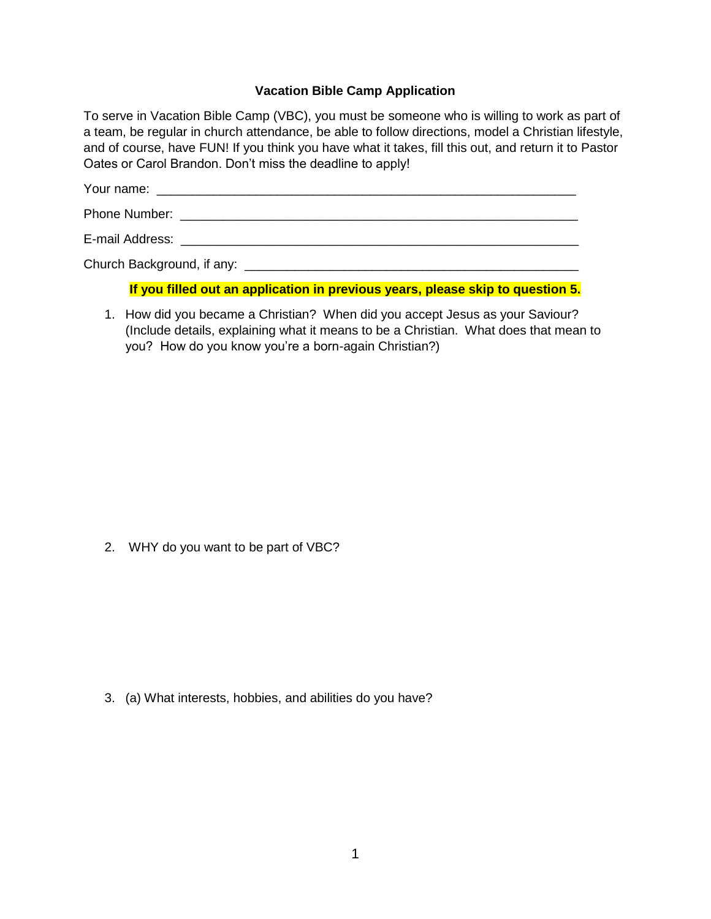**Vacation Bible Camp Application**

To serve in Vacation Bible Camp (VBC), you must be someone who is willing to work as part of a team, be regular in church attendance, be able to follow directions, model a Christian lifestyle, and of course, have FUN! If you think you have what it takes, fill this out, and return it to Pastor Oates or Carol Brandon. Don't miss the deadline to apply!

Your name: ____________________________________________________________

Phone Number: _________________________________________________________

E-mail Address: ________________________________________________________

Church Background, if any: ______________________________________________

**If you filled out an application in previous years, please skip to question 5.**

1. How did you became a Christian? When did you accept Jesus as your Saviour? (Include details, explaining what it means to be a Christian. What does that mean to you? How do you know you're a born-again Christian?)

2. WHY do you want to be part of VBC?

3. (a) What interests, hobbies, and abilities do you have?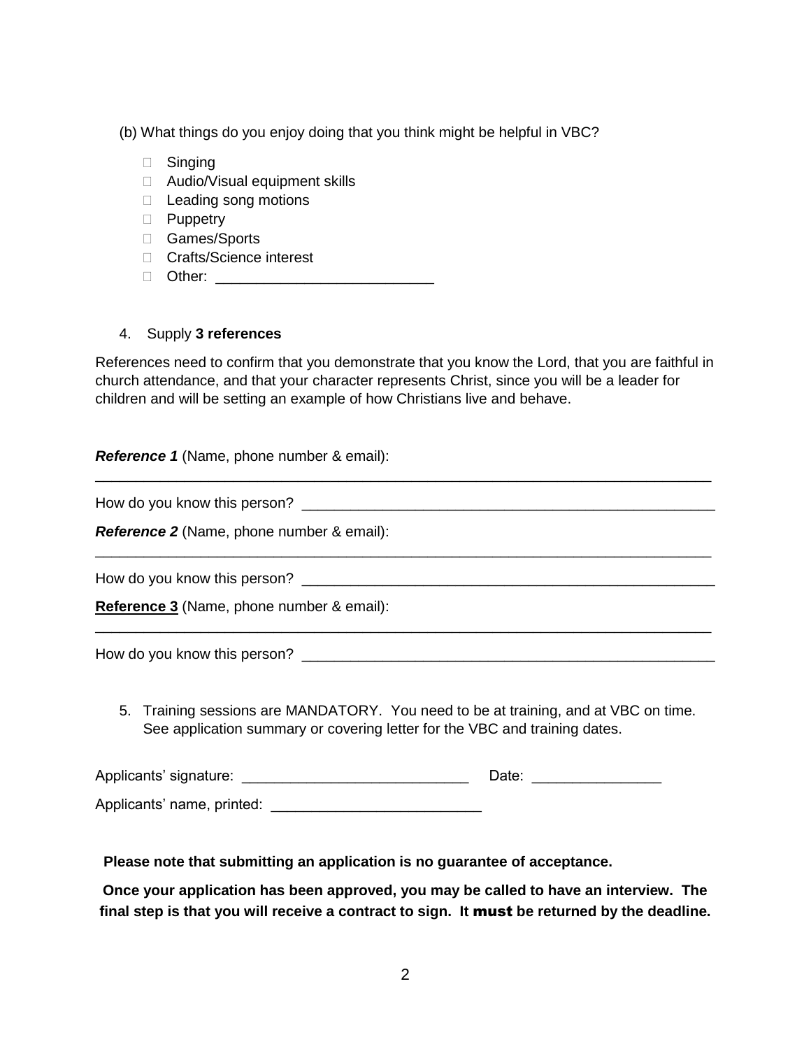(b) What things do you enjoy doing that you think might be helpful in VBC?

- ☐ Singing
- ☐ Audio/Visual equipment skills
- ☐ Leading song motions
- ☐ Puppetry
- ☐ Games/Sports
- ☐ Crafts/Science interest
- ☐ Other: ___________________________

4. Supply **3 references**

References need to confirm that you demonstrate that you know the Lord, that you are faithful in church attendance, and that your character represents Christ, since you will be a leader for children and will be setting an example of how Christians live and behave.

***Reference 1*** (Name, phone number & email):

_______________________________________________________________________________

How do you know this person? _____________________________________________________

***Reference 2*** (Name, phone number & email):

_______________________________________________________________________________

How do you know this person? _____________________________________________________

**Reference 3** (Name, phone number & email):

_______________________________________________________________________________

How do you know this person? _____________________________________________________

5. Training sessions are MANDATORY. You need to be at training, and at VBC on time. See application summary or covering letter for the VBC and training dates.

Applicants' signature: ____________________________ Date: ________________

Applicants' name, printed: __________________________

**Please note that submitting an application is no guarantee of acceptance.**

**Once your application has been approved, you may be called to have an interview. The final step is that you will receive a contract to sign. It must be returned by the deadline.**